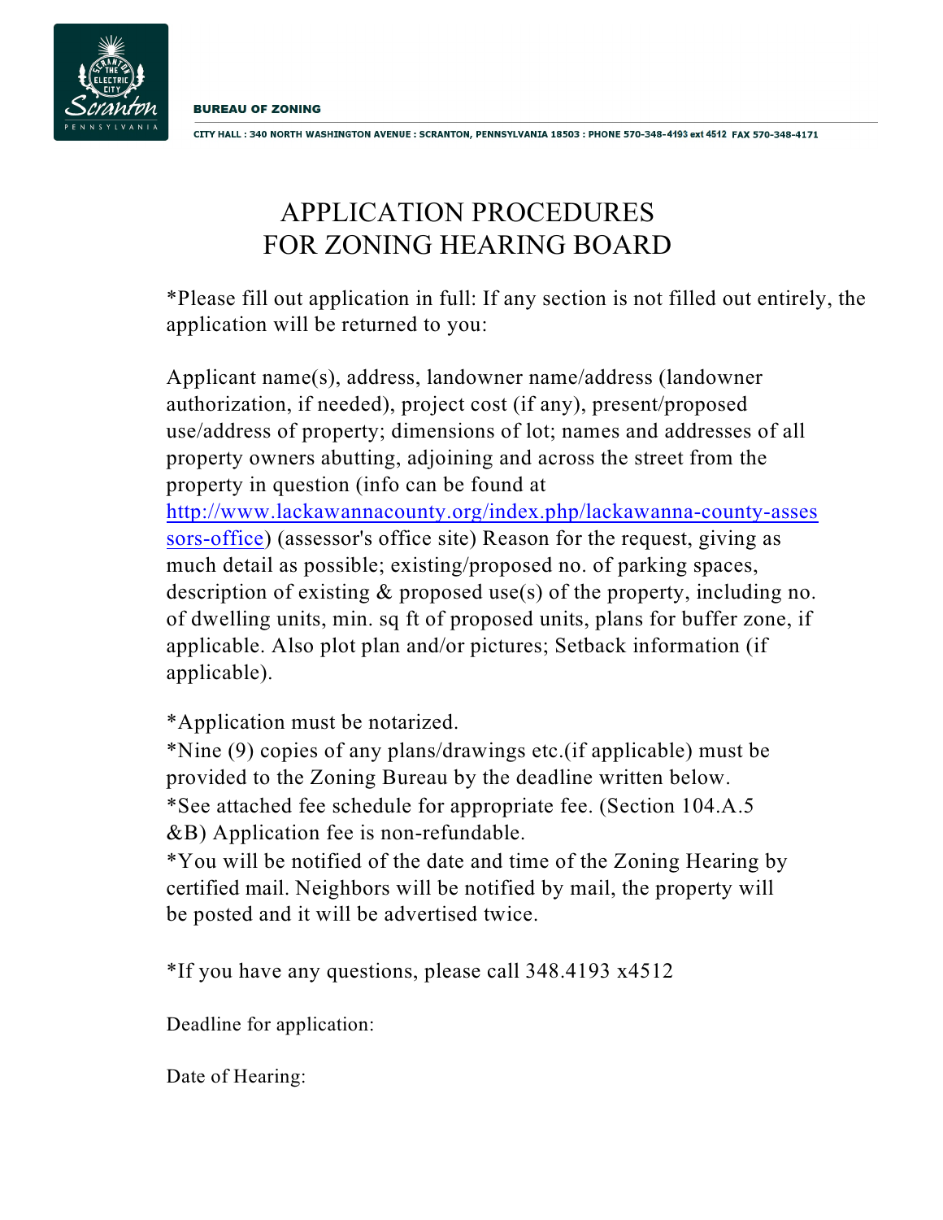**BUREAU OF ZONING**

CITY HALL : 340 NORTH WASHINGTON AVENUE : SCRANTON, PENNSYLVANIA 18503 : PHONE 570-348-4193 ext 4512 FAX 570-348-4171

# APPLICATION PROCEDURES FOR ZONING HEARING BOARD

*Please fill out application in full: If any section is not filled out entirely, the application will be returned to you:

Applicant name(s), address, landowner name/address (landowner authorization, if needed), project cost (if any), present/proposed use/address of property; dimensions of lot; names and addresses of all property owners abutting, adjoining and across the street from the property in question (info can be found at [http://www.lackawannacounty.org/index.php/lackawanna-county-assessors-office](http://www.lackawannacounty.org/index.php/lackawanna-county-assessors-office)) (assessor's office site) Reason for the request, giving as much detail as possible; existing/proposed no. of parking spaces, description of existing & proposed use(s) of the property, including no. of dwelling units, min. sq ft of proposed units, plans for buffer zone, if applicable. Also plot plan and/or pictures; Setback information (if applicable).

*Application must be notarized.
*Nine (9) copies of any plans/drawings etc.(if applicable) must be provided to the Zoning Bureau by the deadline written below.
*See attached fee schedule for appropriate fee. (Section 104.A.5 &B) Application fee is non-refundable.
*You will be notified of the date and time of the Zoning Hearing by certified mail. Neighbors will be notified by mail, the property will be posted and it will be advertised twice.

*If you have any questions, please call 348.4193 x4512

Deadline for application:

Date of Hearing: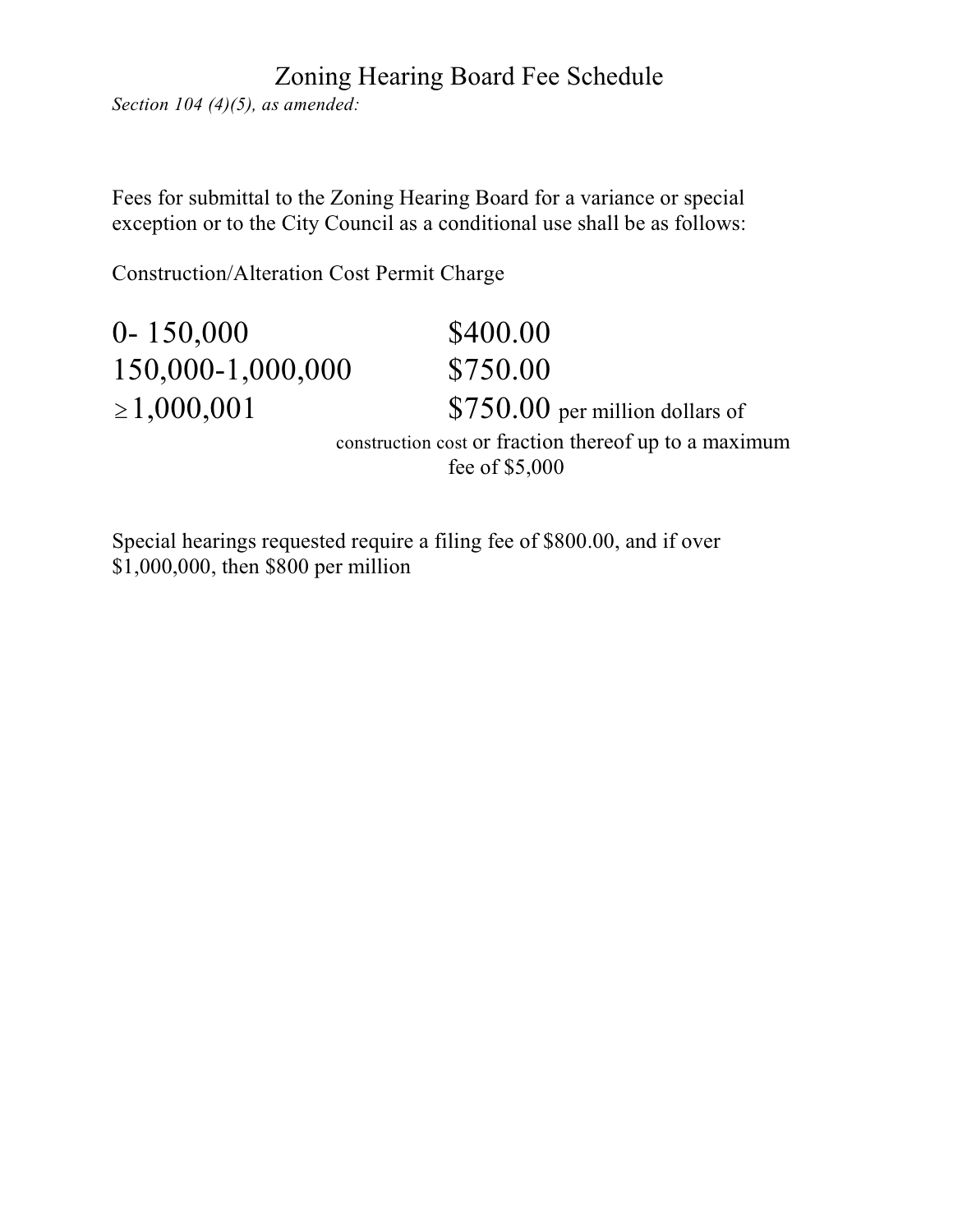# Zoning Hearing Board Fee Schedule

*Section 104 (4)(5), as amended:*

Fees for submittal to the Zoning Hearing Board for a variance or special exception or to the City Council as a conditional use shall be as follows:

| Construction/Alteration Cost | Permit Charge |
| --- | --- |
| 0- 150,000 | $400.00 |
| 150,000-1,000,000 | $750.00 |
| ≥ 1,000,001 | $750.00 per million dollars of construction cost or fraction thereof up to a maximum fee of $5,000 |

Special hearings requested require a filing fee of $800.00, and if over $1,000,000, then $800 per million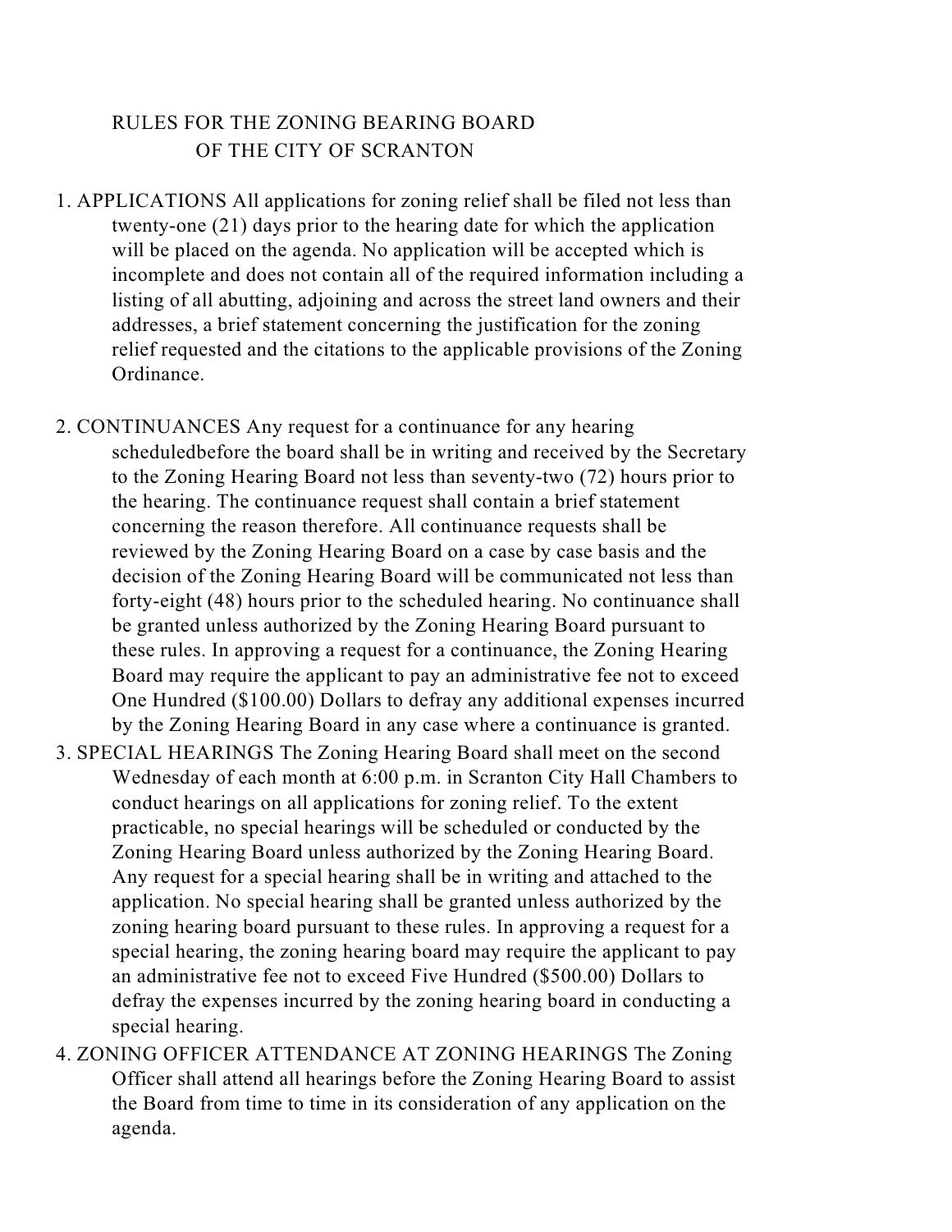# RULES FOR THE ZONING BEARING BOARD OF THE CITY OF SCRANTON

1. APPLICATIONS All applications for zoning relief shall be filed not less than twenty-one (21) days prior to the hearing date for which the application will be placed on the agenda. No application will be accepted which is incomplete and does not contain all of the required information including a listing of all abutting, adjoining and across the street land owners and their addresses, a brief statement concerning the justification for the zoning relief requested and the citations to the applicable provisions of the Zoning Ordinance.

2. CONTINUANCES Any request for a continuance for any hearing scheduledbefore the board shall be in writing and received by the Secretary to the Zoning Hearing Board not less than seventy-two (72) hours prior to the hearing. The continuance request shall contain a brief statement concerning the reason therefore. All continuance requests shall be reviewed by the Zoning Hearing Board on a case by case basis and the decision of the Zoning Hearing Board will be communicated not less than forty-eight (48) hours prior to the scheduled hearing. No continuance shall be granted unless authorized by the Zoning Hearing Board pursuant to these rules. In approving a request for a continuance, the Zoning Hearing Board may require the applicant to pay an administrative fee not to exceed One Hundred ($100.00) Dollars to defray any additional expenses incurred by the Zoning Hearing Board in any case where a continuance is granted.

3. SPECIAL HEARINGS The Zoning Hearing Board shall meet on the second Wednesday of each month at 6:00 p.m. in Scranton City Hall Chambers to conduct hearings on all applications for zoning relief. To the extent practicable, no special hearings will be scheduled or conducted by the Zoning Hearing Board unless authorized by the Zoning Hearing Board. Any request for a special hearing shall be in writing and attached to the application. No special hearing shall be granted unless authorized by the zoning hearing board pursuant to these rules. In approving a request for a special hearing, the zoning hearing board may require the applicant to pay an administrative fee not to exceed Five Hundred ($500.00) Dollars to defray the expenses incurred by the zoning hearing board in conducting a special hearing.

4. ZONING OFFICER ATTENDANCE AT ZONING HEARINGS The Zoning Officer shall attend all hearings before the Zoning Hearing Board to assist the Board from time to time in its consideration of any application on the agenda.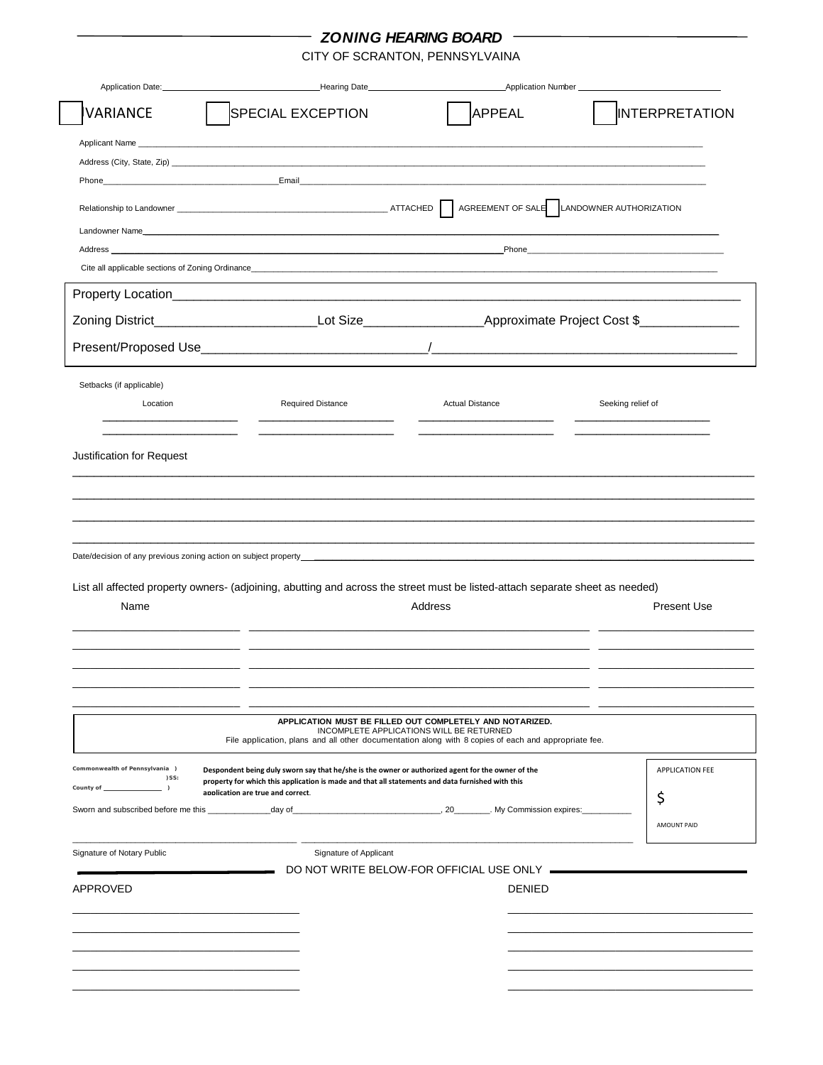## *ZONING HEARING BOARD*

CITY OF SCRANTON, PENNSYLVAINA

Application Date:________________ Hearing Date________________ Application Number ________________

☐ VARIANCE ☐ SPECIAL EXCEPTION ☐ APPEAL ☐ INTERPRETATION

Applicant Name ________________________________________________

Address (City, State, Zip) ________________________________________________

Phone________________________ Email________________________________________

Relationship to Landowner ________________________ ATTACHED ☐ AGREEMENT OF SALE ☐ LANDOWNER AUTHORIZATION

Landowner Name________________________________________________

Address ________________________________ Phone________________________

Cite all applicable sections of Zoning Ordinance________________________________________________

Property Location________________________________________________

Zoning District________________ Lot Size________________ Approximate Project Cost $____________

Present/Proposed Use________________________/________________________

Setbacks (if applicable)

| Location | Required Distance | Actual Distance | Seeking relief of |
|---|---|---|---|
| | | | |
| | | | |

Justification for Request

________________________________________________

________________________________________________

________________________________________________

________________________________________________

Date/decision of any previous zoning action on subject property________________________________

List all affected property owners- (adjoining, abutting and across the street must be listed-attach separate sheet as needed)

| Name | Address | Present Use |
|---|---|---|
| | | |
| | | |
| | | |
| | | |
| | | |

**APPLICATION MUST BE FILLED OUT COMPLETELY AND NOTARIZED.**
INCOMPLETE APPLICATIONS WILL BE RETURNED
File application, plans and all other documentation along with 8 copies of each and appropriate fee.

**Commonwealth of Pennsylvania )**
**)SS:**
**County of ____________ )**

**Despondent being duly sworn say that he/she is the owner or authorized agent for the owner of the property for which this application is made and that all statements and data furnished with this application are true and correct.**

Sworn and subscribed before me this ____________day of________________________, 20________. My Commission expires:__________

APPLICATION FEE

$

AMOUNT PAID

________________________ ________________________

Signature of Notary Public Signature of Applicant

DO NOT WRITE BELOW-FOR OFFICIAL USE ONLY

| APPROVED | DENIED |
|---|---|
| | |
| | |
| | |
| | |
| | |